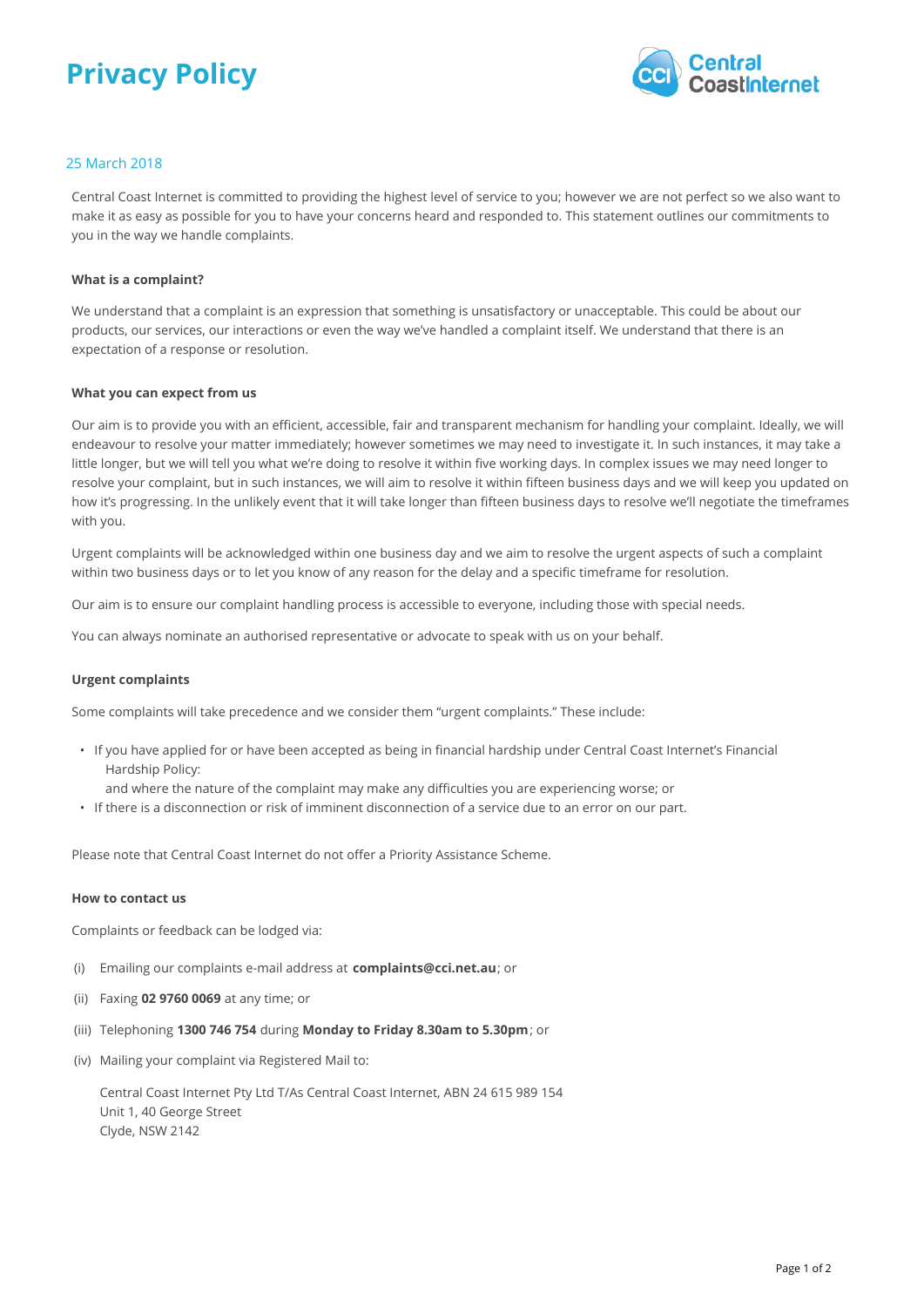# Privacy Policy

25 March 2018

Central Coast Internet is committed to providing the highest level of service to you; however we are not perfect so we also want to make it as easy as possible for you to have your concerns heard and responded to. This statement outlines our commitments to you in the way we handle complaints.

**What is a complaint?**

We understand that a complaint is an expression that something is unsatisfactory or unacceptable. This could be about our products, our services, our interactions or even the way we've handled a complaint itself. We understand that there is an expectation of a response or resolution.

**What you can expect from us**

Our aim is to provide you with an efficient, accessible, fair and transparent mechanism for handling your complaint. Ideally, we will endeavour to resolve your matter immediately; however sometimes we may need to investigate it. In such instances, it may take a little longer, but we will tell you what we're doing to resolve it within five working days. In complex issues we may need longer to resolve your complaint, but in such instances, we will aim to resolve it within fifteen business days and we will keep you updated on how it's progressing. In the unlikely event that it will take longer than fifteen business days to resolve we'll negotiate the timeframes with you.

Urgent complaints will be acknowledged within one business day and we aim to resolve the urgent aspects of such a complaint within two business days or to let you know of any reason for the delay and a specific timeframe for resolution.

Our aim is to ensure our complaint handling process is accessible to everyone, including those with special needs.

You can always nominate an authorised representative or advocate to speak with us on your behalf.

**Urgent complaints**

Some complaints will take precedence and we consider them "urgent complaints." These include:

- If you have applied for or have been accepted as being in financial hardship under Central Coast Internet's Financial Hardship Policy:
  and where the nature of the complaint may make any difficulties you are experiencing worse; or
- If there is a disconnection or risk of imminent disconnection of a service due to an error on our part.

Please note that Central Coast Internet do not offer a Priority Assistance Scheme.

**How to contact us**

Complaints or feedback can be lodged via:

(i) Emailing our complaints e-mail address at **complaints@cci.net.au**; or

(ii) Faxing **02 9760 0069** at any time; or

(iii) Telephoning **1300 746 754** during **Monday to Friday 8.30am to 5.30pm**; or

(iv) Mailing your complaint via Registered Mail to:

Central Coast Internet Pty Ltd T/As Central Coast Internet, ABN 24 615 989 154
Unit 1, 40 George Street
Clyde, NSW 2142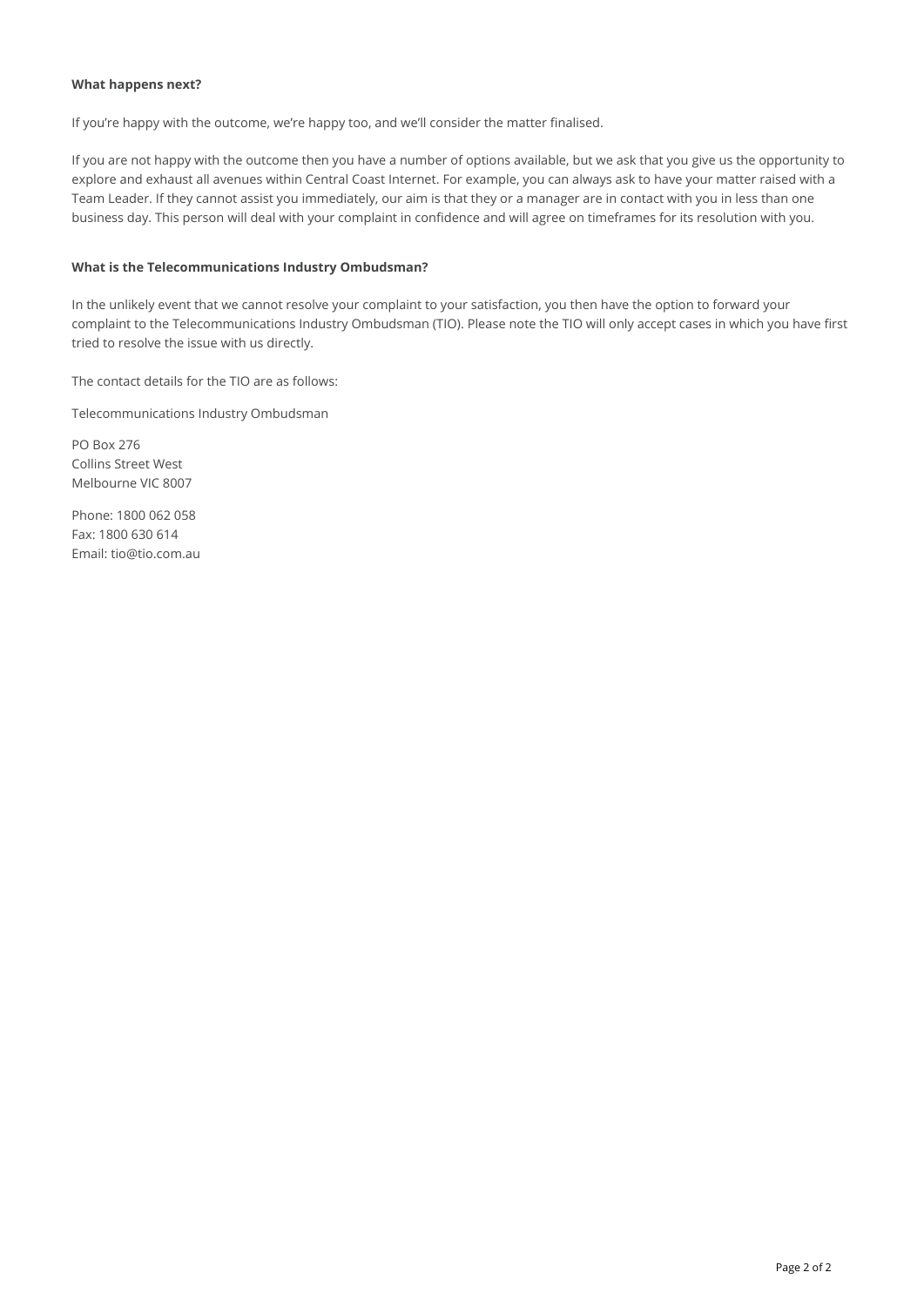**What happens next?**

If you're happy with the outcome, we're happy too, and we'll consider the matter finalised.

If you are not happy with the outcome then you have a number of options available, but we ask that you give us the opportunity to explore and exhaust all avenues within Central Coast Internet. For example, you can always ask to have your matter raised with a Team Leader. If they cannot assist you immediately, our aim is that they or a manager are in contact with you in less than one business day. This person will deal with your complaint in confidence and will agree on timeframes for its resolution with you.

**What is the Telecommunications Industry Ombudsman?**

In the unlikely event that we cannot resolve your complaint to your satisfaction, you then have the option to forward your complaint to the Telecommunications Industry Ombudsman (TIO). Please note the TIO will only accept cases in which you have first tried to resolve the issue with us directly.

The contact details for the TIO are as follows:

Telecommunications Industry Ombudsman

PO Box 276
Collins Street West
Melbourne VIC 8007

Phone: 1800 062 058
Fax: 1800 630 614
Email: tio@tio.com.au